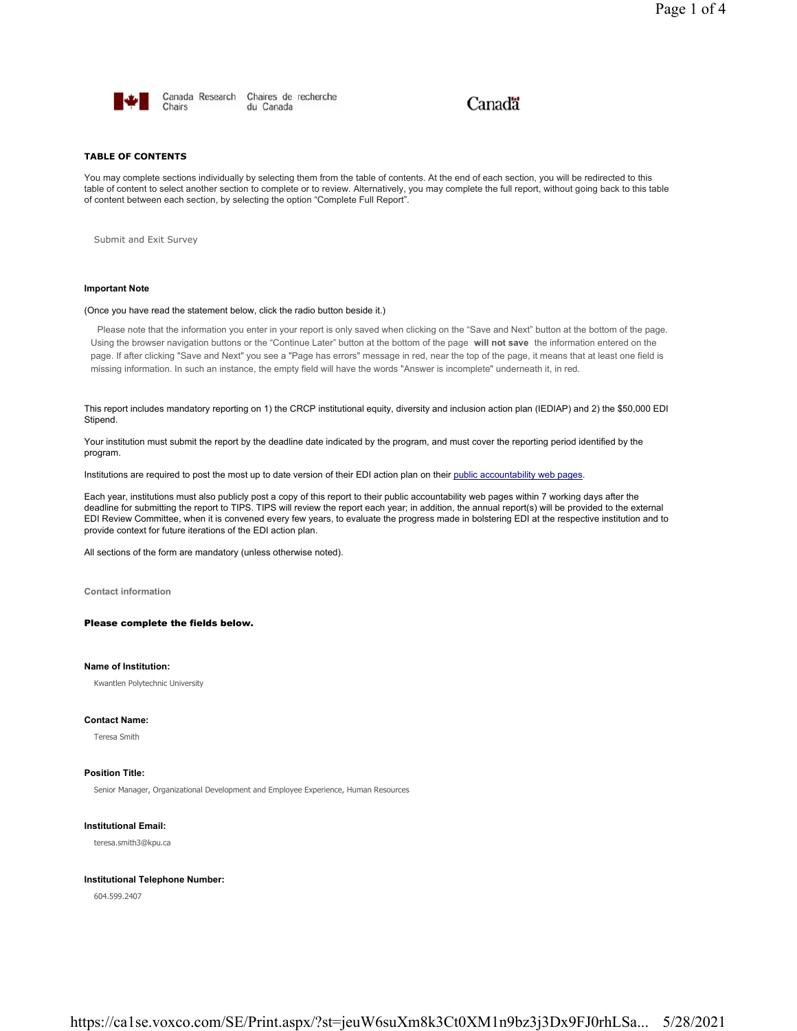Canada Research Chairs | Chaires de recherche du Canada

Canada

**TABLE OF CONTENTS**

You may complete sections individually by selecting them from the table of contents. At the end of each section, you will be redirected to this table of content to select another section to complete or to review. Alternatively, you may complete the full report, without going back to this table of content between each section, by selecting the option "Complete Full Report".

Submit and Exit Survey

**Important Note**

(Once you have read the statement below, click the radio button beside it.)

Please note that the information you enter in your report is only saved when clicking on the "Save and Next" button at the bottom of the page. Using the browser navigation buttons or the "Continue Later" button at the bottom of the page **will not save** the information entered on the page. If after clicking "Save and Next" you see a "Page has errors" message in red, near the top of the page, it means that at least one field is missing information. In such an instance, the empty field will have the words "Answer is incomplete" underneath it, in red.

This report includes mandatory reporting on 1) the CRCP institutional equity, diversity and inclusion action plan (IEDIAP) and 2) the $50,000 EDI Stipend.

Your institution must submit the report by the deadline date indicated by the program, and must cover the reporting period identified by the program.

Institutions are required to post the most up to date version of their EDI action plan on their public accountability web pages.

Each year, institutions must also publicly post a copy of this report to their public accountability web pages within 7 working days after the deadline for submitting the report to TIPS. TIPS will review the report each year; in addition, the annual report(s) will be provided to the external EDI Review Committee, when it is convened every few years, to evaluate the progress made in bolstering EDI at the respective institution and to provide context for future iterations of the EDI action plan.

All sections of the form are mandatory (unless otherwise noted).

**Contact information**

**Please complete the fields below.**

**Name of Institution:**

Kwantlen Polytechnic University

**Contact Name:**

Teresa Smith

**Position Title:**

Senior Manager, Organizational Development and Employee Experience, Human Resources

**Institutional Email:**

teresa.smith3@kpu.ca

**Institutional Telephone Number:**

604.599.2407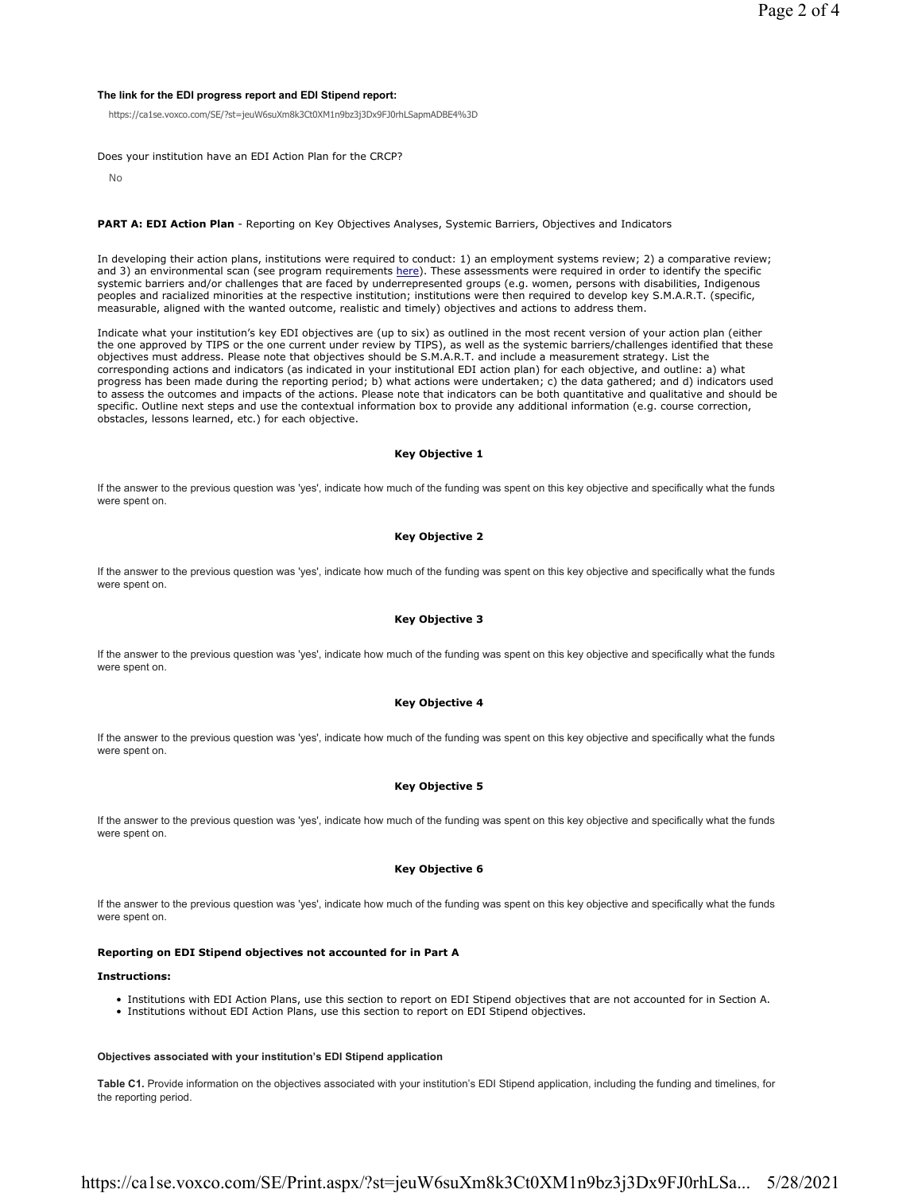**The link for the EDI progress report and EDI Stipend report:**

https://ca1se.voxco.com/SE/?st=jeuW6suXm8k3Ct0XM1n9bz3j3Dx9FJ0rhLSapmADBE4%3D

Does your institution have an EDI Action Plan for the CRCP?

No

**PART A: EDI Action Plan** - Reporting on Key Objectives Analyses, Systemic Barriers, Objectives and Indicators

In developing their action plans, institutions were required to conduct: 1) an employment systems review; 2) a comparative review; and 3) an environmental scan (see program requirements here). These assessments were required in order to identify the specific systemic barriers and/or challenges that are faced by underrepresented groups (e.g. women, persons with disabilities, Indigenous peoples and racialized minorities at the respective institution; institutions were then required to develop key S.M.A.R.T. (specific, measurable, aligned with the wanted outcome, realistic and timely) objectives and actions to address them.

Indicate what your institution's key EDI objectives are (up to six) as outlined in the most recent version of your action plan (either the one approved by TIPS or the one current under review by TIPS), as well as the systemic barriers/challenges identified that these objectives must address. Please note that objectives should be S.M.A.R.T. and include a measurement strategy. List the corresponding actions and indicators (as indicated in your institutional EDI action plan) for each objective, and outline: a) what progress has been made during the reporting period; b) what actions were undertaken; c) the data gathered; and d) indicators used to assess the outcomes and impacts of the actions. Please note that indicators can be both quantitative and qualitative and should be specific. Outline next steps and use the contextual information box to provide any additional information (e.g. course correction, obstacles, lessons learned, etc.) for each objective.

### Key Objective 1

If the answer to the previous question was 'yes', indicate how much of the funding was spent on this key objective and specifically what the funds were spent on.

### Key Objective 2

If the answer to the previous question was 'yes', indicate how much of the funding was spent on this key objective and specifically what the funds were spent on.

### Key Objective 3

If the answer to the previous question was 'yes', indicate how much of the funding was spent on this key objective and specifically what the funds were spent on.

### Key Objective 4

If the answer to the previous question was 'yes', indicate how much of the funding was spent on this key objective and specifically what the funds were spent on.

### Key Objective 5

If the answer to the previous question was 'yes', indicate how much of the funding was spent on this key objective and specifically what the funds were spent on.

### Key Objective 6

If the answer to the previous question was 'yes', indicate how much of the funding was spent on this key objective and specifically what the funds were spent on.

**Reporting on EDI Stipend objectives not accounted for in Part A**

**Instructions:**

- Institutions with EDI Action Plans, use this section to report on EDI Stipend objectives that are not accounted for in Section A.
- Institutions without EDI Action Plans, use this section to report on EDI Stipend objectives.

**Objectives associated with your institution's EDI Stipend application**

**Table C1.** Provide information on the objectives associated with your institution's EDI Stipend application, including the funding and timelines, for the reporting period.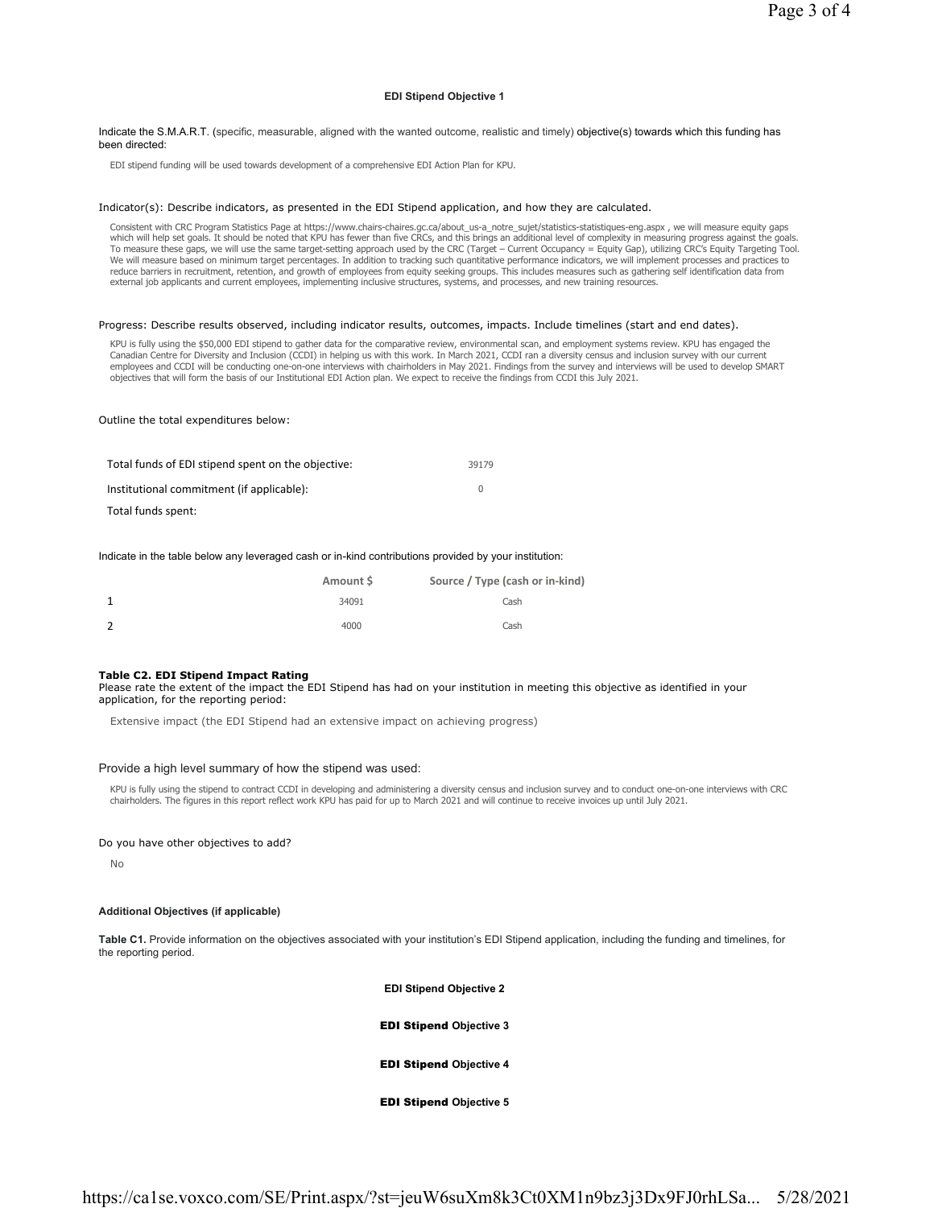### EDI Stipend Objective 1

Indicate the S.M.A.R.T. (specific, measurable, aligned with the wanted outcome, realistic and timely) objective(s) towards which this funding has been directed:

EDI stipend funding will be used towards development of a comprehensive EDI Action Plan for KPU.

Indicator(s): Describe indicators, as presented in the EDI Stipend application, and how they are calculated.

Consistent with CRC Program Statistics Page at https://www.chairs-chaires.gc.ca/about_us-a_notre_sujet/statistics-statistiques-eng.aspx , we will measure equity gaps which will help set goals. It should be noted that KPU has fewer than five CRCs, and this brings an additional level of complexity in measuring progress against the goals. To measure these gaps, we will use the same target-setting approach used by the CRC (Target – Current Occupancy = Equity Gap), utilizing CRC's Equity Targeting Tool. We will measure based on minimum target percentages. In addition to tracking such quantitative performance indicators, we will implement processes and practices to reduce barriers in recruitment, retention, and growth of employees from equity seeking groups. This includes measures such as gathering self identification data from external job applicants and current employees, implementing inclusive structures, systems, and processes, and new training resources.

Progress: Describe results observed, including indicator results, outcomes, impacts. Include timelines (start and end dates).

KPU is fully using the $50,000 EDI stipend to gather data for the comparative review, environmental scan, and employment systems review. KPU has engaged the Canadian Centre for Diversity and Inclusion (CCDI) in helping us with this work. In March 2021, CCDI ran a diversity census and inclusion survey with our current employees and CCDI will be conducting one-on-one interviews with chairholders in May 2021. Findings from the survey and interviews will be used to develop SMART objectives that will form the basis of our Institutional EDI Action plan. We expect to receive the findings from CCDI this July 2021.

Outline the total expenditures below:

| | |
|---|---|
| Total funds of EDI stipend spent on the objective: | 39179 |
| Institutional commitment (if applicable): | 0 |
| Total funds spent: | |

Indicate in the table below any leveraged cash or in-kind contributions provided by your institution:

| | Amount $ | Source / Type (cash or in-kind) |
|---|---|---|
| 1 | 34091 | Cash |
| 2 | 4000 | Cash |

**Table C2. EDI Stipend Impact Rating**
Please rate the extent of the impact the EDI Stipend has had on your institution in meeting this objective as identified in your application, for the reporting period:

Extensive impact (the EDI Stipend had an extensive impact on achieving progress)

Provide a high level summary of how the stipend was used:

KPU is fully using the stipend to contract CCDI in developing and administering a diversity census and inclusion survey and to conduct one-on-one interviews with CRC chairholders. The figures in this report reflect work KPU has paid for up to March 2021 and will continue to receive invoices up until July 2021.

Do you have other objectives to add?

No

**Additional Objectives (if applicable)**

**Table C1.** Provide information on the objectives associated with your institution's EDI Stipend application, including the funding and timelines, for the reporting period.

### EDI Stipend Objective 2

### EDI Stipend Objective 3

### EDI Stipend Objective 4

### EDI Stipend Objective 5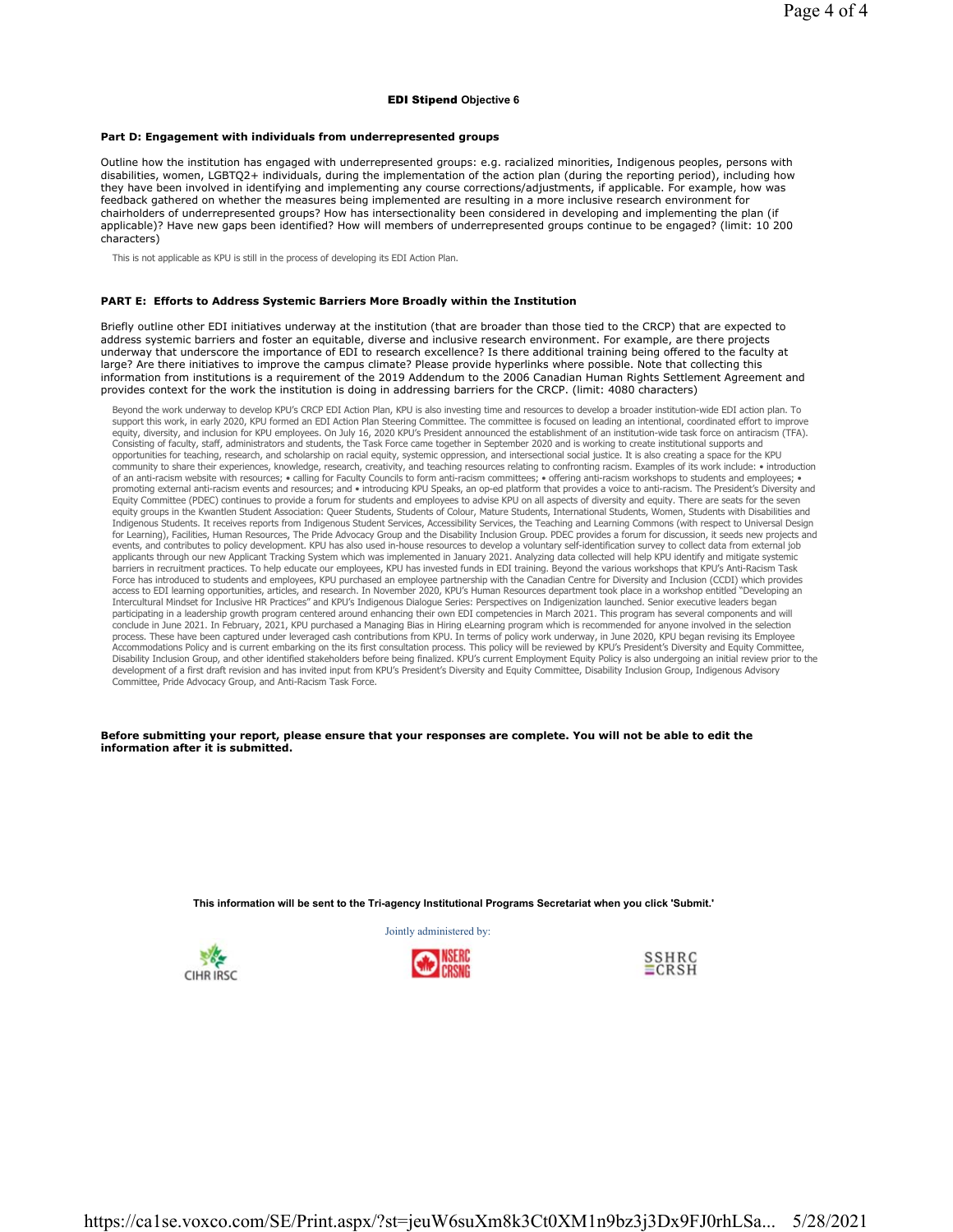**EDI Stipend** Objective 6

### Part D: Engagement with individuals from underrepresented groups

Outline how the institution has engaged with underrepresented groups: e.g. racialized minorities, Indigenous peoples, persons with disabilities, women, LGBTQ2+ individuals, during the implementation of the action plan (during the reporting period), including how they have been involved in identifying and implementing any course corrections/adjustments, if applicable. For example, how was feedback gathered on whether the measures being implemented are resulting in a more inclusive research environment for chairholders of underrepresented groups? How has intersectionality been considered in developing and implementing the plan (if applicable)? Have new gaps been identified? How will members of underrepresented groups continue to be engaged? (limit: 10 200 characters)

This is not applicable as KPU is still in the process of developing its EDI Action Plan.

### PART E: Efforts to Address Systemic Barriers More Broadly within the Institution

Briefly outline other EDI initiatives underway at the institution (that are broader than those tied to the CRCP) that are expected to address systemic barriers and foster an equitable, diverse and inclusive research environment. For example, are there projects underway that underscore the importance of EDI to research excellence? Is there additional training being offered to the faculty at large? Are there initiatives to improve the campus climate? Please provide hyperlinks where possible. Note that collecting this information from institutions is a requirement of the 2019 Addendum to the 2006 Canadian Human Rights Settlement Agreement and provides context for the work the institution is doing in addressing barriers for the CRCP. (limit: 4080 characters)

Beyond the work underway to develop KPU's CRCP EDI Action Plan, KPU is also investing time and resources to develop a broader institution-wide EDI action plan. To support this work, in early 2020, KPU formed an EDI Action Plan Steering Committee. The committee is focused on leading an intentional, coordinated effort to improve equity, diversity, and inclusion for KPU employees. On July 16, 2020 KPU's President announced the establishment of an institution-wide task force on antiracism (TFA). Consisting of faculty, staff, administrators and students, the Task Force came together in September 2020 and is working to create institutional supports and opportunities for teaching, research, and scholarship on racial equity, systemic oppression, and intersectional social justice. It is also creating a space for the KPU community to share their experiences, knowledge, research, creativity, and teaching resources relating to confronting racism. Examples of its work include: • introduction of an anti-racism website with resources; • calling for Faculty Councils to form anti-racism committees; • offering anti-racism workshops to students and employees; • promoting external anti-racism events and resources; and • introducing KPU Speaks, an op-ed platform that provides a voice to anti-racism. The President's Diversity and Equity Committee (PDEC) continues to provide a forum for students and employees to advise KPU on all aspects of diversity and equity. There are seats for the seven equity groups in the Kwantlen Student Association: Queer Students, Students of Colour, Mature Students, International Students, Women, Students with Disabilities and Indigenous Students. It receives reports from Indigenous Student Services, Accessibility Services, the Teaching and Learning Commons (with respect to Universal Design for Learning), Facilities, Human Resources, The Pride Advocacy Group and the Disability Inclusion Group. PDEC provides a forum for discussion, it seeds new projects and events, and contributes to policy development. KPU has also used in-house resources to develop a voluntary self-identification survey to collect data from external job applicants through our new Applicant Tracking System which was implemented in January 2021. Analyzing data collected will help KPU identify and mitigate systemic barriers in recruitment practices. To help educate our employees, KPU has invested funds in EDI training. Beyond the various workshops that KPU's Anti-Racism Task Force has introduced to students and employees, KPU purchased an employee partnership with the Canadian Centre for Diversity and Inclusion (CCDI) which provides access to EDI learning opportunities, articles, and research. In November 2020, KPU's Human Resources department took place in a workshop entitled "Developing an Intercultural Mindset for Inclusive HR Practices" and KPU's Indigenous Dialogue Series: Perspectives on Indigenization launched. Senior executive leaders began participating in a leadership growth program centered around enhancing their own EDI competencies in March 2021. This program has several components and will conclude in June 2021. In February, 2021, KPU purchased a Managing Bias in Hiring eLearning program which is recommended for anyone involved in the selection process. These have been captured under leveraged cash contributions from KPU. In terms of policy work underway, in June 2020, KPU began revising its Employee Accommodations Policy and is current embarking on the its first consultation process. This policy will be reviewed by KPU's President's Diversity and Equity Committee, Disability Inclusion Group, and other identified stakeholders before being finalized. KPU's current Employment Equity Policy is also undergoing an initial review prior to the development of a first draft revision and has invited input from KPU's President's Diversity and Equity Committee, Disability Inclusion Group, Indigenous Advisory Committee, Pride Advocacy Group, and Anti-Racism Task Force.

**Before submitting your report, please ensure that your responses are complete. You will not be able to edit the information after it is submitted.**

**This information will be sent to the Tri-agency Institutional Programs Secretariat when you click 'Submit.'**

Jointly administered by:

CIHR IRSC

NSERC CRSNG

SSHRC CRSH